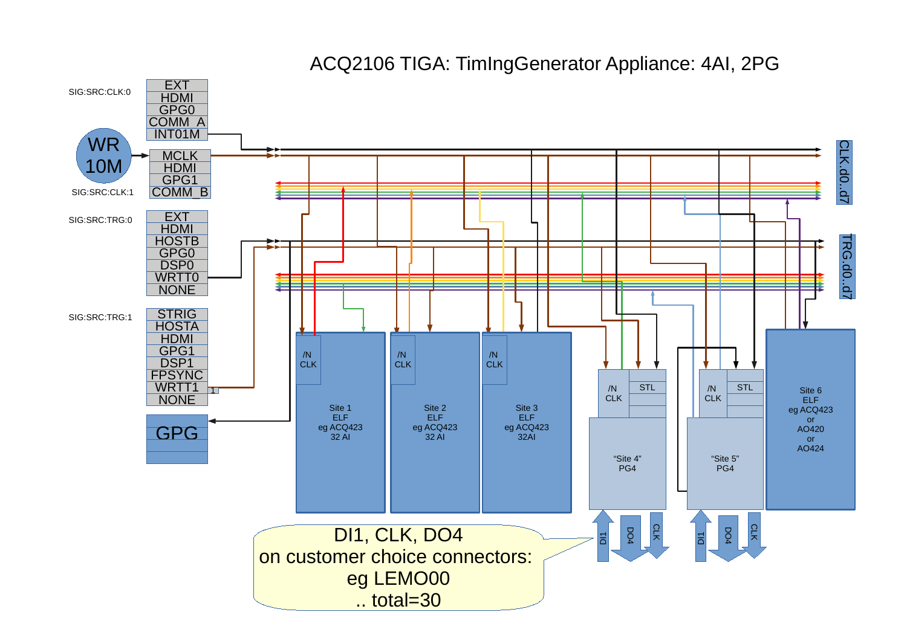# ACQ2106 TIGA: TimIngGenerator Appliance: 4AI, 2PG

SIG:SRC:CLK:0

- EXT
- HDMI
- GPG0
- COMM_A
- INT01M

WR 10M

SIG:SRC:CLK:1

- MCLK
- HDMI
- GPG1
- COMM_B

SIG:SRC:TRG:0

- EXT
- HDMI
- HOSTB
- GPG0
- DSP0
- WRTT0
- NONE

SIG:SRC:TRG:1

- STRIG
- HOSTA
- HDMI
- GPG1
- DSP1
- FPSYNC
- WRTT1
- NONE

GPG

CLK.d0..d7

TRG.d0..d7

Site 1 ELF eg ACQ423 32 AI (/N CLK)

Site 2 ELF eg ACQ423 32 AI (/N CLK)

Site 3 ELF eg ACQ423 32AI (/N CLK)

"Site 4" PG4 (/N CLK, STL)

"Site 5" PG4 (/N CLK, STL)

Site 6 ELF eg ACQ423 or AO420 or AO424

DI1, DO4, CLK

DI1, DO4, CLK

DI1, CLK, DO4 on customer choice connectors: eg LEMO00 .. total=30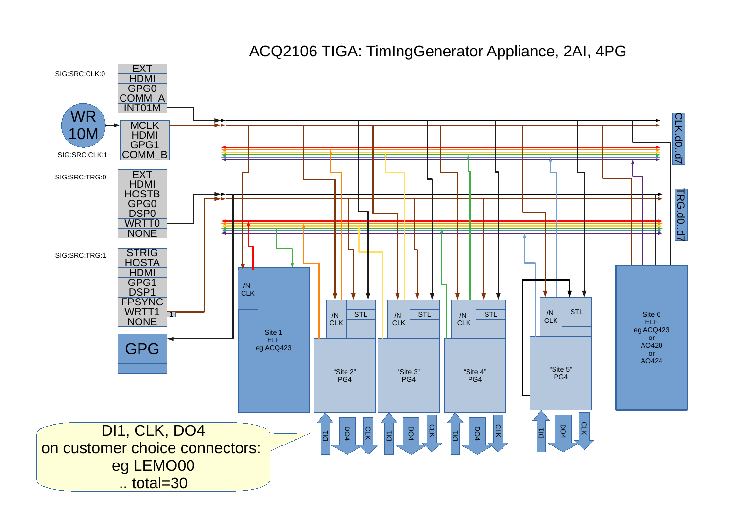# ACQ2106 TIGA: TimIngGenerator Appliance, 2AI, 4PG

SIG:SRC:CLK:0

- EXT
- HDMI
- GPG0
- COMM_A
- INT01M

WR 10M

- MCLK
- HDMI
- GPG1
- COMM_B

SIG:SRC:CLK:1

SIG:SRC:TRG:0

- EXT
- HDMI
- HOSTB
- GPG0
- DSP0
- WRTT0
- NONE

SIG:SRC:TRG:1

- STRIG
- HOSTA
- HDMI
- GPG1
- DSP1
- FPSYNC
- WRTT1
- NONE

GPG

CLK.d0..d7

TRG.d0..d7

/N CLK

Site 1
ELF
eg ACQ423

/N CLK | STL

"Site 2"
PG4

/N CLK | STL

"Site 3"
PG4

/N CLK | STL

"Site 4"
PG4

/N CLK | STL

"Site 5"
PG4

Site 6
ELF
eg ACQ423
or
AO420
or
AO424

DI1 DO4 CLK

DI1, CLK, DO4
on customer choice connectors:
eg LEMO00
.. total=30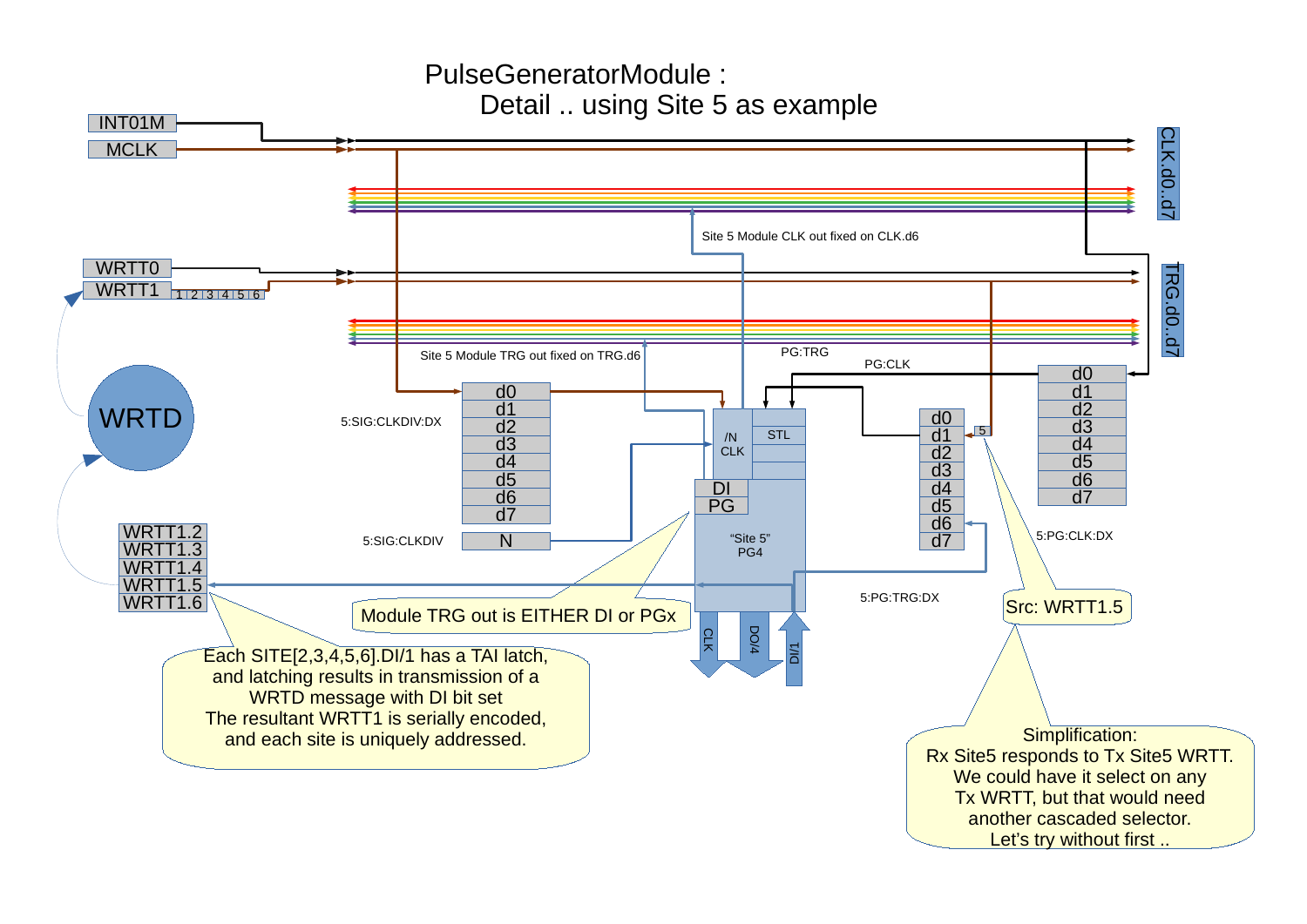# PulseGeneratorModule : Detail .. using Site 5 as example

INT01M

MCLK

CLK.d0..d7

Site 5 Module CLK out fixed on CLK.d6

WRTT0

WRTT1 1 2 3 4 5 6

TRG.d0..d7

WRTD

Site 5 Module TRG out fixed on TRG.d6

PG:TRG

PG:CLK

5:SIG:CLKDIV:DX

d0 d1 d2 d3 d4 d5 d6 d7

5:SIG:CLKDIV

N

/N CLK

STL

DI

PG

"Site 5" PG4

d0 d1 d2 d3 d4 d5 d6 d7

5

d0 d1 d2 d3 d4 d5 d6 d7

5:PG:CLK:DX

5:PG:TRG:DX

WRTT1.2
WRTT1.3
WRTT1.4
WRTT1.5
WRTT1.6

Module TRG out is EITHER DI or PGx

CLK

DO/4

DI/1

Src: WRTT1.5

Each SITE[2,3,4,5,6].DI/1 has a TAI latch, and latching results in transmission of a WRTD message with DI bit set
The resultant WRTT1 is serially encoded, and each site is uniquely addressed.

Simplification:
Rx Site5 responds to Tx Site5 WRTT.
We could have it select on any Tx WRTT, but that would need another cascaded selector.
Let's try without first ..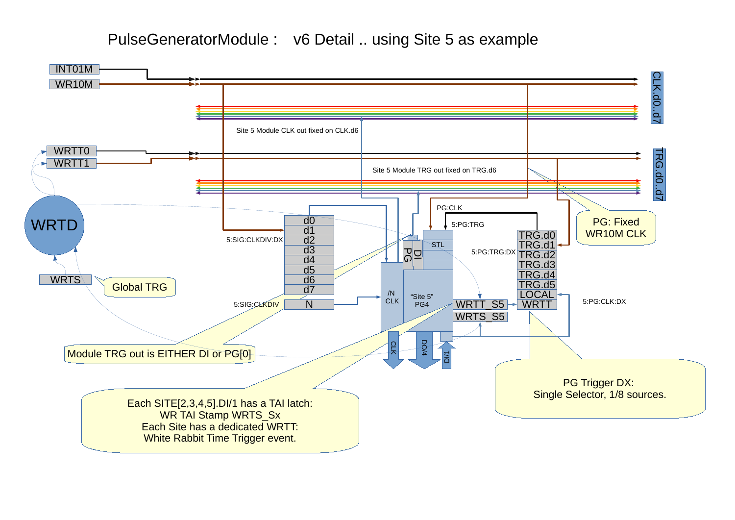# PulseGeneratorModule : v6 Detail .. using Site 5 as example

INT01M

WR10M

CLK.d0..d7

Site 5 Module CLK out fixed on CLK.d6

WRTT0

WRTT1

TRG.d0..d7

Site 5 Module TRG out fixed on TRG.d6

WRTD

PG:CLK

5:PG:TRG

PG: Fixed WR10M CLK

5:SIG:CLKDIV:DX

d0
d1
d2
d3
d4
d5
d6
d7

PG

DI

STL

5:PG:TRG:DX

TRG.d0
TRG.d1
TRG.d2
TRG.d3
TRG.d4
TRG.d5
LOCAL
WRTT

WRTS

Global TRG

5:SIG:CLKDIV

N

/N CLK

"Site 5" PG4

WRTT_S5

WRTS_S5

5:PG:CLK:DX

CLK

DO/4

DI/1

Module TRG out is EITHER DI or PG[0]

Each SITE[2,3,4,5].DI/1 has a TAI latch:
WR TAI Stamp WRTS_Sx
Each Site has a dedicated WRTT:
White Rabbit Time Trigger event.

PG Trigger DX:
Single Selector, 1/8 sources.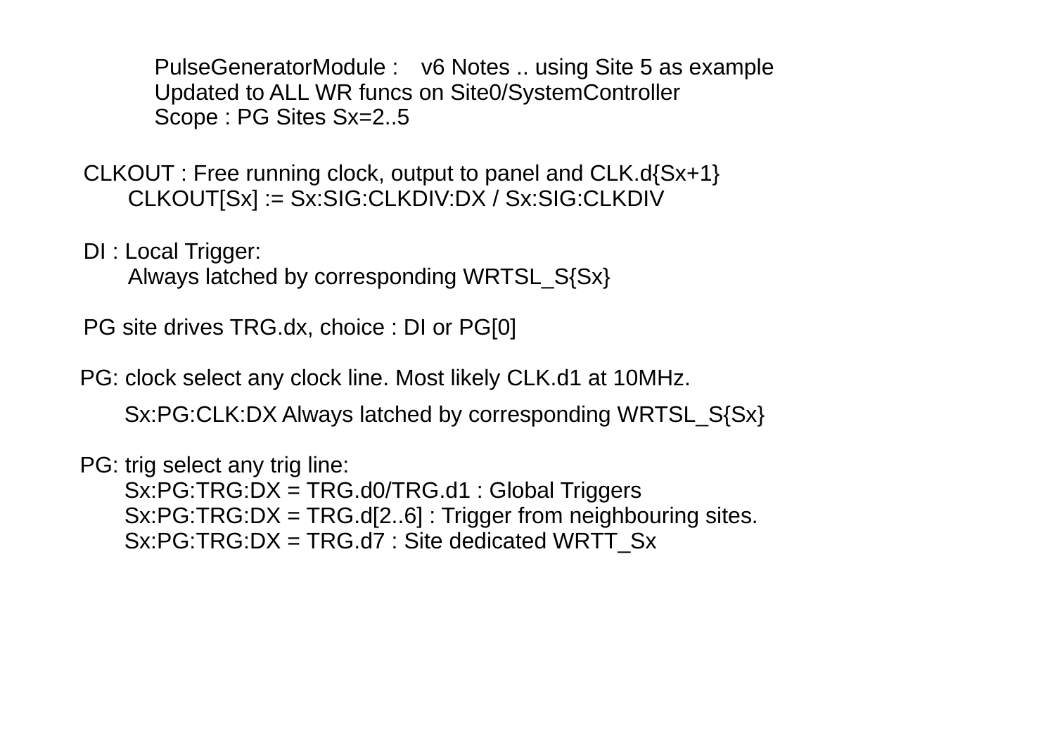PulseGeneratorModule :    v6 Notes .. using Site 5 as example
Updated to ALL WR funcs on Site0/SystemController
Scope : PG Sites Sx=2..5

CLKOUT : Free running clock, output to panel and CLK.d{Sx+1}
    CLKOUT[Sx] := Sx:SIG:CLKDIV:DX / Sx:SIG:CLKDIV

DI : Local Trigger:
    Always latched by corresponding WRTSL_S{Sx}

PG site drives TRG.dx, choice : DI or PG[0]

PG: clock select any clock line. Most likely CLK.d1 at 10MHz.
    Sx:PG:CLK:DX Always latched by corresponding WRTSL_S{Sx}

PG: trig select any trig line:
    Sx:PG:TRG:DX = TRG.d0/TRG.d1 : Global Triggers
    Sx:PG:TRG:DX = TRG.d[2..6] : Trigger from neighbouring sites.
    Sx:PG:TRG:DX = TRG.d7 : Site dedicated WRTT_Sx